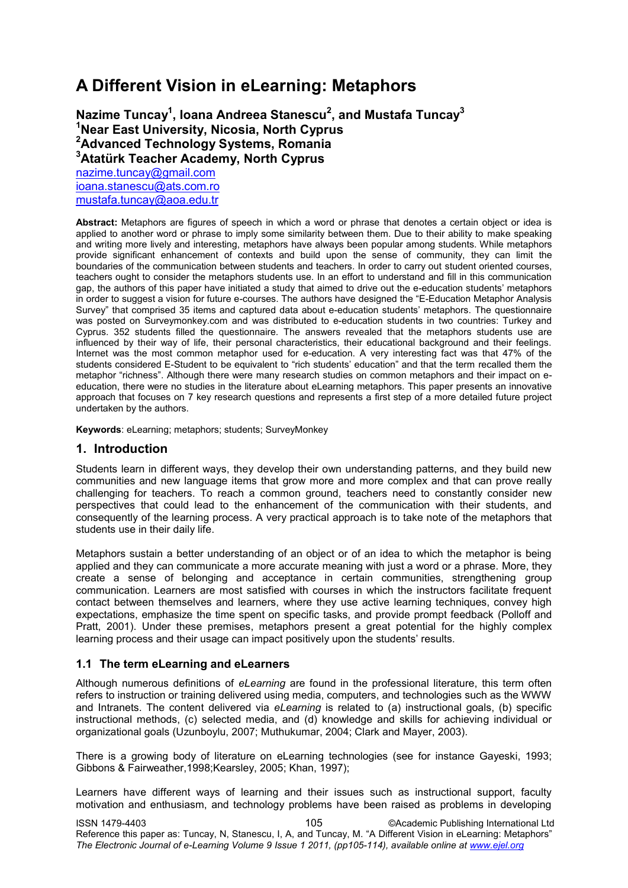# A Different Vision in eLearning: Metaphors

**Nazime Tuncay[1], Ioana Andreea Stanescu[2], and Mustafa Tuncay[3]**
**[1]Near East University, Nicosia, North Cyprus**
**[2]Advanced Technology Systems, Romania**
**[3]Atatürk Teacher Academy, North Cyprus**

nazime.tuncay@gmail.com
ioana.stanescu@ats.com.ro
mustafa.tuncay@aoa.edu.tr

**Abstract:** Metaphors are figures of speech in which a word or phrase that denotes a certain object or idea is applied to another word or phrase to imply some similarity between them. Due to their ability to make speaking and writing more lively and interesting, metaphors have always been popular among students. While metaphors provide significant enhancement of contexts and build upon the sense of community, they can limit the boundaries of the communication between students and teachers. In order to carry out student oriented courses, teachers ought to consider the metaphors students use. In an effort to understand and fill in this communication gap, the authors of this paper have initiated a study that aimed to drive out the e-education students' metaphors in order to suggest a vision for future e-courses. The authors have designed the "E-Education Metaphor Analysis Survey" that comprised 35 items and captured data about e-education students' metaphors. The questionnaire was posted on Surveymonkey.com and was distributed to e-education students in two countries: Turkey and Cyprus. 352 students filled the questionnaire. The answers revealed that the metaphors students use are influenced by their way of life, their personal characteristics, their educational background and their feelings. Internet was the most common metaphor used for e-education. A very interesting fact was that 47% of the students considered E-Student to be equivalent to "rich students' education" and that the term recalled them the metaphor "richness". Although there were many research studies on common metaphors and their impact on e-education, there were no studies in the literature about eLearning metaphors. This paper presents an innovative approach that focuses on 7 key research questions and represents a first step of a more detailed future project undertaken by the authors.

**Keywords**: eLearning; metaphors; students; SurveyMonkey

## 1. Introduction

Students learn in different ways, they develop their own understanding patterns, and they build new communities and new language items that grow more and more complex and that can prove really challenging for teachers. To reach a common ground, teachers need to constantly consider new perspectives that could lead to the enhancement of the communication with their students, and consequently of the learning process. A very practical approach is to take note of the metaphors that students use in their daily life.

Metaphors sustain a better understanding of an object or of an idea to which the metaphor is being applied and they can communicate a more accurate meaning with just a word or a phrase. More, they create a sense of belonging and acceptance in certain communities, strengthening group communication. Learners are most satisfied with courses in which the instructors facilitate frequent contact between themselves and learners, where they use active learning techniques, convey high expectations, emphasize the time spent on specific tasks, and provide prompt feedback (Polloff and Pratt, 2001). Under these premises, metaphors present a great potential for the highly complex learning process and their usage can impact positively upon the students' results.

### 1.1 The term eLearning and eLearners

Although numerous definitions of *eLearning* are found in the professional literature, this term often refers to instruction or training delivered using media, computers, and technologies such as the WWW and Intranets. The content delivered via *eLearning* is related to (a) instructional goals, (b) specific instructional methods, (c) selected media, and (d) knowledge and skills for achieving individual or organizational goals (Uzunboylu, 2007; Muthukumar, 2004; Clark and Mayer, 2003).

There is a growing body of literature on eLearning technologies (see for instance Gayeski, 1993; Gibbons & Fairweather,1998;Kearsley, 2005; Khan, 1997);

Learners have different ways of learning and their issues such as instructional support, faculty motivation and enthusiasm, and technology problems have been raised as problems in developing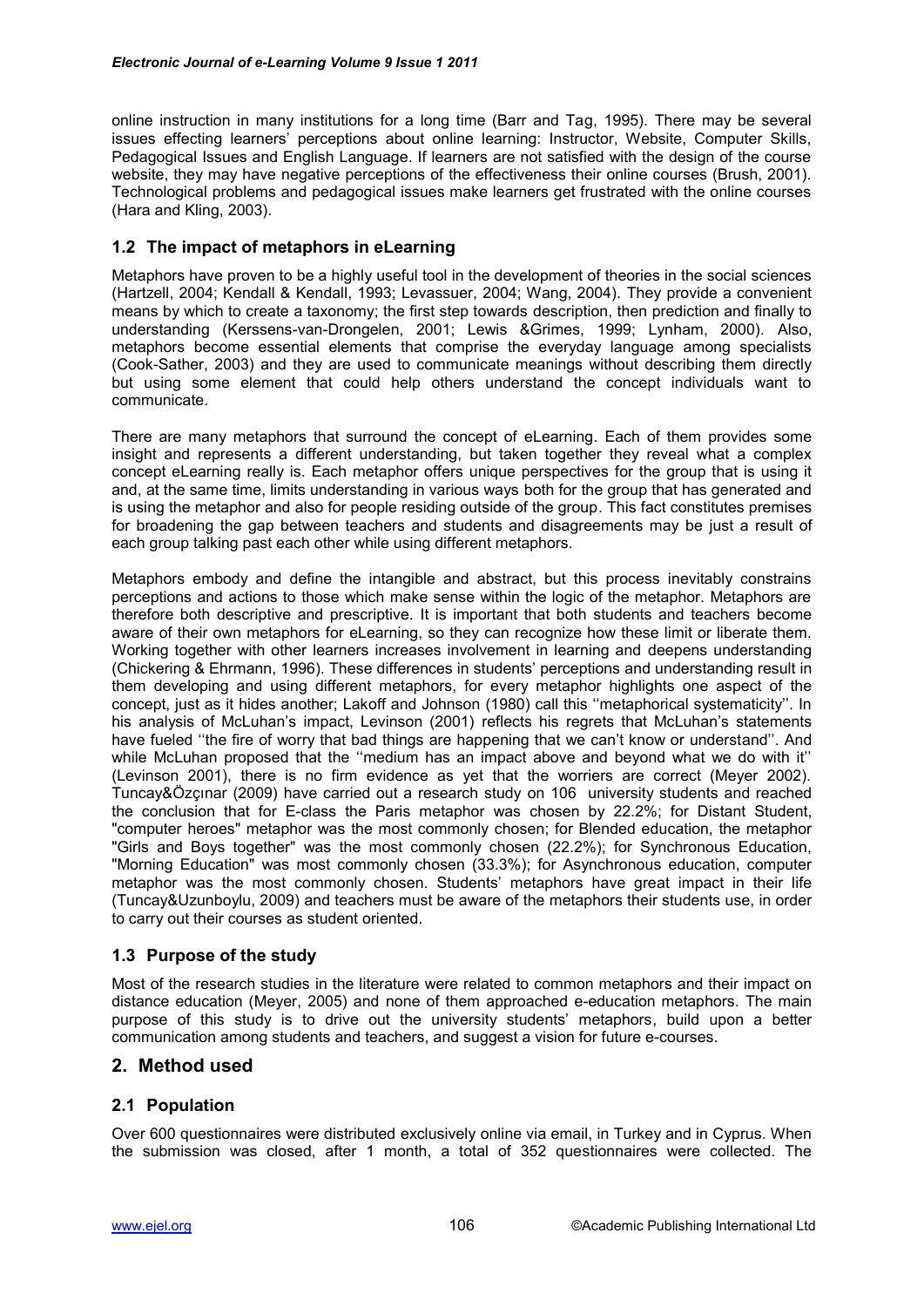online instruction in many institutions for a long time (Barr and Tag, 1995). There may be several issues effecting learners' perceptions about online learning: Instructor, Website, Computer Skills, Pedagogical Issues and English Language. If learners are not satisfied with the design of the course website, they may have negative perceptions of the effectiveness their online courses (Brush, 2001). Technological problems and pedagogical issues make learners get frustrated with the online courses (Hara and Kling, 2003).

### 1.2 The impact of metaphors in eLearning

Metaphors have proven to be a highly useful tool in the development of theories in the social sciences (Hartzell, 2004; Kendall & Kendall, 1993; Levassuer, 2004; Wang, 2004). They provide a convenient means by which to create a taxonomy; the first step towards description, then prediction and finally to understanding (Kerssens-van-Drongelen, 2001; Lewis &Grimes, 1999; Lynham, 2000). Also, metaphors become essential elements that comprise the everyday language among specialists (Cook-Sather, 2003) and they are used to communicate meanings without describing them directly but using some element that could help others understand the concept individuals want to communicate.

There are many metaphors that surround the concept of eLearning. Each of them provides some insight and represents a different understanding, but taken together they reveal what a complex concept eLearning really is. Each metaphor offers unique perspectives for the group that is using it and, at the same time, limits understanding in various ways both for the group that has generated and is using the metaphor and also for people residing outside of the group. This fact constitutes premises for broadening the gap between teachers and students and disagreements may be just a result of each group talking past each other while using different metaphors.

Metaphors embody and define the intangible and abstract, but this process inevitably constrains perceptions and actions to those which make sense within the logic of the metaphor. Metaphors are therefore both descriptive and prescriptive. It is important that both students and teachers become aware of their own metaphors for eLearning, so they can recognize how these limit or liberate them. Working together with other learners increases involvement in learning and deepens understanding (Chickering & Ehrmann, 1996). These differences in students' perceptions and understanding result in them developing and using different metaphors, for every metaphor highlights one aspect of the concept, just as it hides another; Lakoff and Johnson (1980) call this ''metaphorical systematicity''. In his analysis of McLuhan's impact, Levinson (2001) reflects his regrets that McLuhan's statements have fueled ''the fire of worry that bad things are happening that we can't know or understand''. And while McLuhan proposed that the ''medium has an impact above and beyond what we do with it'' (Levinson 2001), there is no firm evidence as yet that the worriers are correct (Meyer 2002). Tuncay&Özçınar (2009) have carried out a research study on 106 university students and reached the conclusion that for E-class the Paris metaphor was chosen by 22.2%; for Distant Student, "computer heroes" metaphor was the most commonly chosen; for Blended education, the metaphor "Girls and Boys together" was the most commonly chosen (22.2%); for Synchronous Education, "Morning Education" was most commonly chosen (33.3%); for Asynchronous education, computer metaphor was the most commonly chosen. Students' metaphors have great impact in their life (Tuncay&Uzunboylu, 2009) and teachers must be aware of the metaphors their students use, in order to carry out their courses as student oriented.

### 1.3 Purpose of the study

Most of the research studies in the literature were related to common metaphors and their impact on distance education (Meyer, 2005) and none of them approached e-education metaphors. The main purpose of this study is to drive out the university students' metaphors, build upon a better communication among students and teachers, and suggest a vision for future e-courses.

## 2. Method used

### 2.1 Population

Over 600 questionnaires were distributed exclusively online via email, in Turkey and in Cyprus. When the submission was closed, after 1 month, a total of 352 questionnaires were collected. The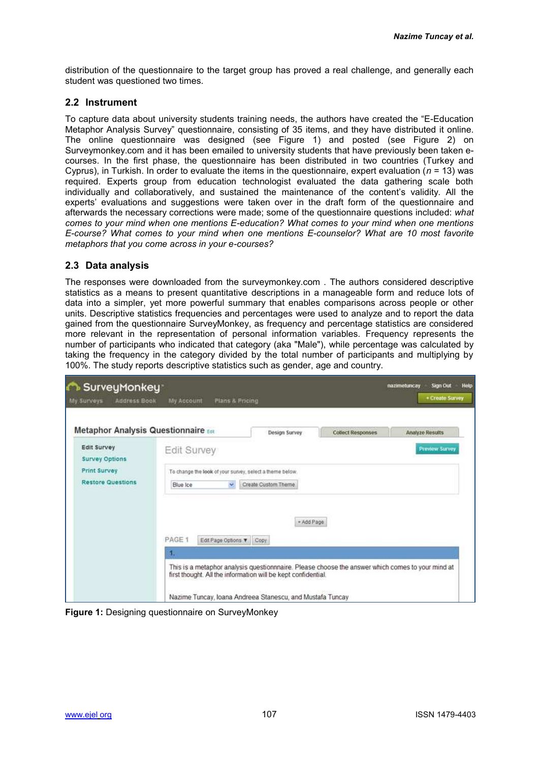distribution of the questionnaire to the target group has proved a real challenge, and generally each student was questioned two times.

## 2.2 Instrument

To capture data about university students training needs, the authors have created the "E-Education Metaphor Analysis Survey" questionnaire, consisting of 35 items, and they have distributed it online. The online questionnaire was designed (see Figure 1) and posted (see Figure 2) on Surveymonkey.com and it has been emailed to university students that have previously been taken e-courses. In the first phase, the questionnaire has been distributed in two countries (Turkey and Cyprus), in Turkish. In order to evaluate the items in the questionnaire, expert evaluation ($n$ = 13) was required. Experts group from education technologist evaluated the data gathering scale both individually and collaboratively, and sustained the maintenance of the content's validity. All the experts' evaluations and suggestions were taken over in the draft form of the questionnaire and afterwards the necessary corrections were made; some of the questionnaire questions included: *what comes to your mind when one mentions E-education? What comes to your mind when one mentions E-course? What comes to your mind when one mentions E-counselor? What are 10 most favorite metaphors that you come across in your e-courses?*

## 2.3 Data analysis

The responses were downloaded from the surveymonkey.com . The authors considered descriptive statistics as a means to present quantitative descriptions in a manageable form and reduce lots of data into a simpler, yet more powerful summary that enables comparisons across people or other units. Descriptive statistics frequencies and percentages were used to analyze and to report the data gained from the questionnaire SurveyMonkey, as frequency and percentage statistics are considered more relevant in the representation of personal information variables. Frequency represents the number of participants who indicated that category (aka "Male"), while percentage was calculated by taking the frequency in the category divided by the total number of participants and multiplying by 100%. The study reports descriptive statistics such as gender, age and country.

**Figure 1:** Designing questionnaire on SurveyMonkey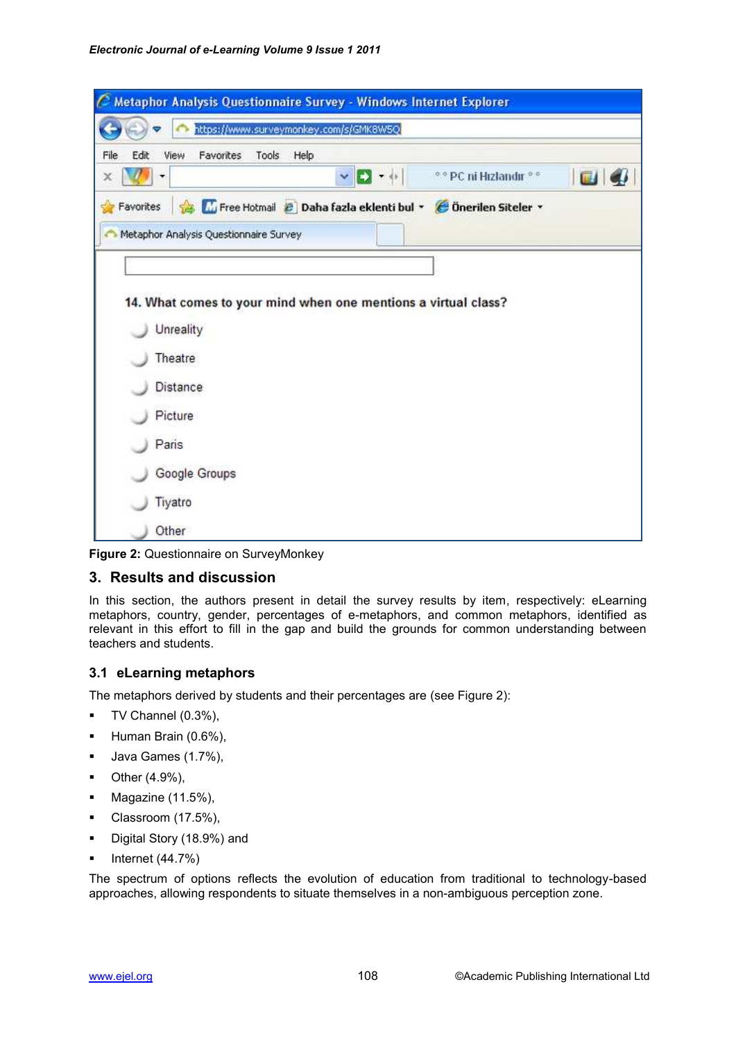**Figure 2:** Questionnaire on SurveyMonkey

## 3. Results and discussion

In this section, the authors present in detail the survey results by item, respectively: eLearning metaphors, country, gender, percentages of e-metaphors, and common metaphors, identified as relevant in this effort to fill in the gap and build the grounds for common understanding between teachers and students.

### 3.1 eLearning metaphors

The metaphors derived by students and their percentages are (see Figure 2):

- TV Channel (0.3%),
- Human Brain (0.6%),
- Java Games (1.7%),
- Other (4.9%),
- Magazine (11.5%),
- Classroom (17.5%),
- Digital Story (18.9%) and
- Internet (44.7%)

The spectrum of options reflects the evolution of education from traditional to technology-based approaches, allowing respondents to situate themselves in a non-ambiguous perception zone.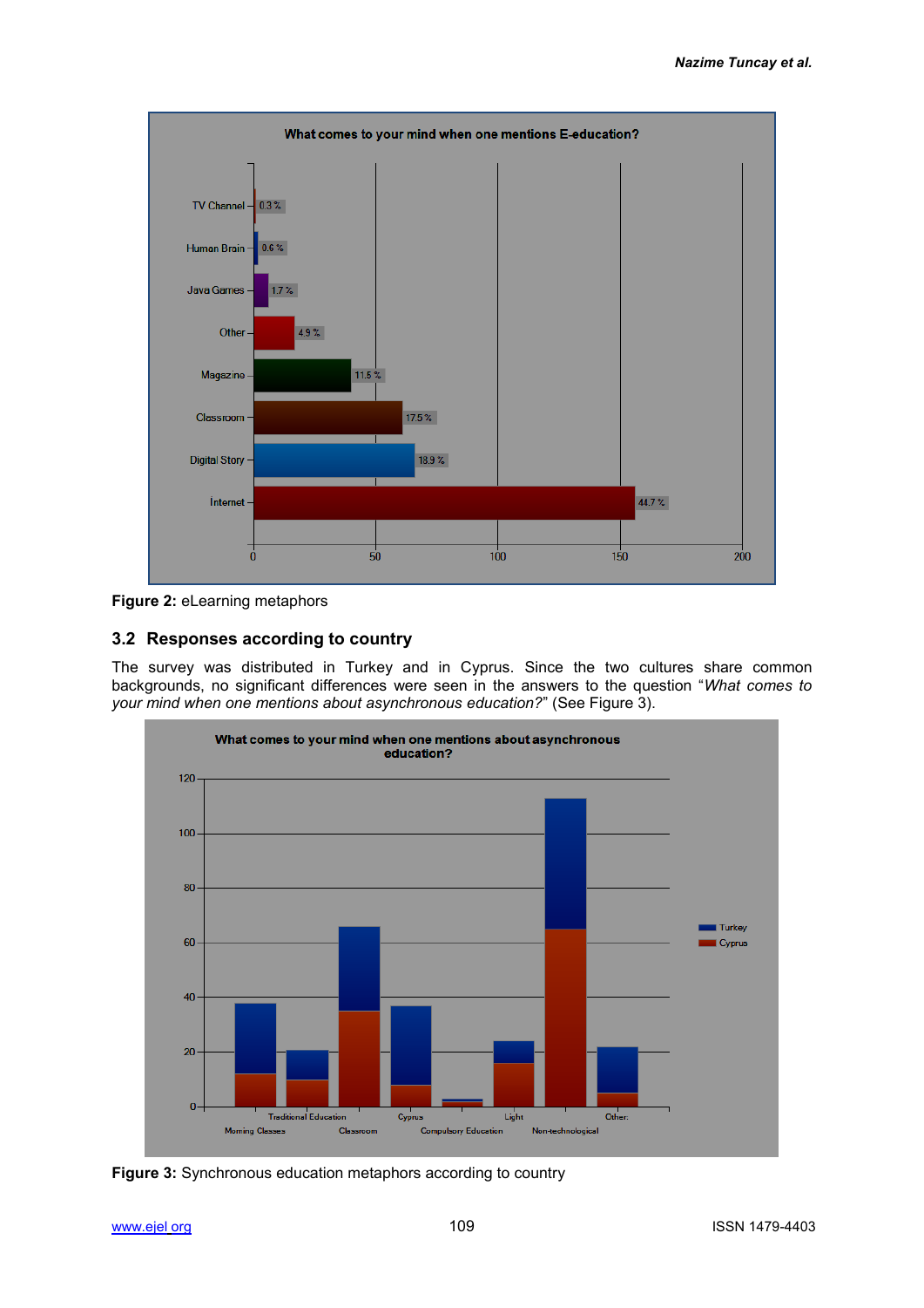Figure 2: eLearning metaphors

## 3.2 Responses according to country

The survey was distributed in Turkey and in Cyprus. Since the two cultures share common backgrounds, no significant differences were seen in the answers to the question "*What comes to your mind when one mentions about asynchronous education?*" (See Figure 3).

**Figure 3:** Synchronous education metaphors according to country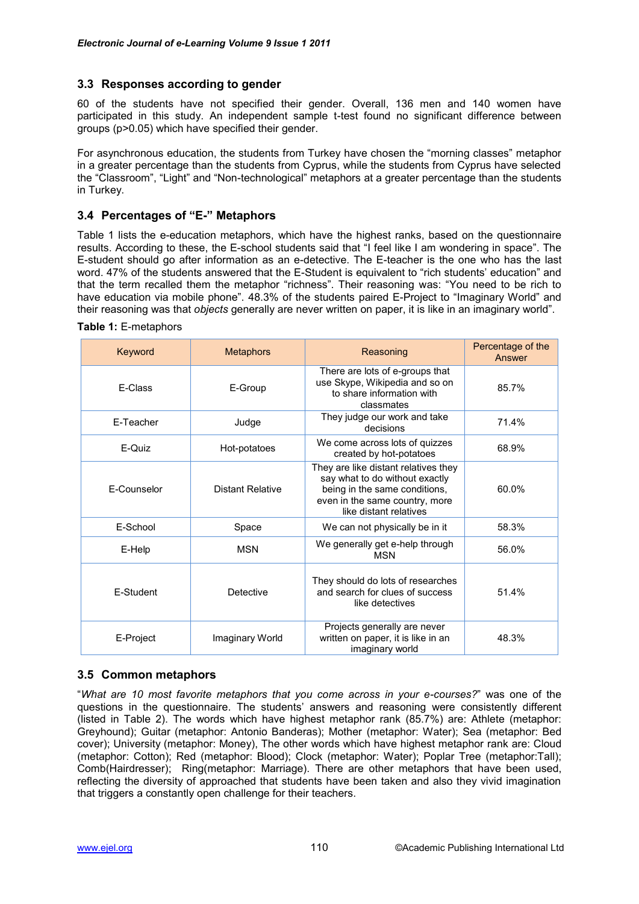### 3.3 Responses according to gender

60 of the students have not specified their gender. Overall, 136 men and 140 women have participated in this study. An independent sample t-test found no significant difference between groups ($p>0.05$) which have specified their gender.

For asynchronous education, the students from Turkey have chosen the "morning classes" metaphor in a greater percentage than the students from Cyprus, while the students from Cyprus have selected the "Classroom", "Light" and "Non-technological" metaphors at a greater percentage than the students in Turkey.

### 3.4 Percentages of "E-" Metaphors

Table 1 lists the e-education metaphors, which have the highest ranks, based on the questionnaire results. According to these, the E-school students said that "I feel like I am wondering in space". The E-student should go after information as an e-detective. The E-teacher is the one who has the last word. 47% of the students answered that the E-Student is equivalent to "rich students' education" and that the term recalled them the metaphor "richness". Their reasoning was: "You need to be rich to have education via mobile phone". 48.3% of the students paired E-Project to "Imaginary World" and their reasoning was that *objects* generally are never written on paper, it is like in an imaginary world".

**Table 1:** E-metaphors

| Keyword | Metaphors | Reasoning | Percentage of the Answer |
|---|---|---|---|
| E-Class | E-Group | There are lots of e-groups that use Skype, Wikipedia and so on to share information with classmates | 85.7% |
| E-Teacher | Judge | They judge our work and take decisions | 71.4% |
| E-Quiz | Hot-potatoes | We come across lots of quizzes created by hot-potatoes | 68.9% |
| E-Counselor | Distant Relative | They are like distant relatives they say what to do without exactly being in the same conditions, even in the same country, more like distant relatives | 60.0% |
| E-School | Space | We can not physically be in it | 58.3% |
| E-Help | MSN | We generally get e-help through MSN | 56.0% |
| E-Student | Detective | They should do lots of researches and search for clues of success like detectives | 51.4% |
| E-Project | Imaginary World | Projects generally are never written on paper, it is like in an imaginary world | 48.3% |

### 3.5 Common metaphors

"*What are 10 most favorite metaphors that you come across in your e-courses?*" was one of the questions in the questionnaire. The students' answers and reasoning were consistently different (listed in Table 2). The words which have highest metaphor rank (85.7%) are: Athlete (metaphor: Greyhound); Guitar (metaphor: Antonio Banderas); Mother (metaphor: Water); Sea (metaphor: Bed cover); University (metaphor: Money), The other words which have highest metaphor rank are: Cloud (metaphor: Cotton); Red (metaphor: Blood); Clock (metaphor: Water); Poplar Tree (metaphor:Tall); Comb(Hairdresser); Ring(metaphor: Marriage). There are other metaphors that have been used, reflecting the diversity of approached that students have been taken and also they vivid imagination that triggers a constantly open challenge for their teachers.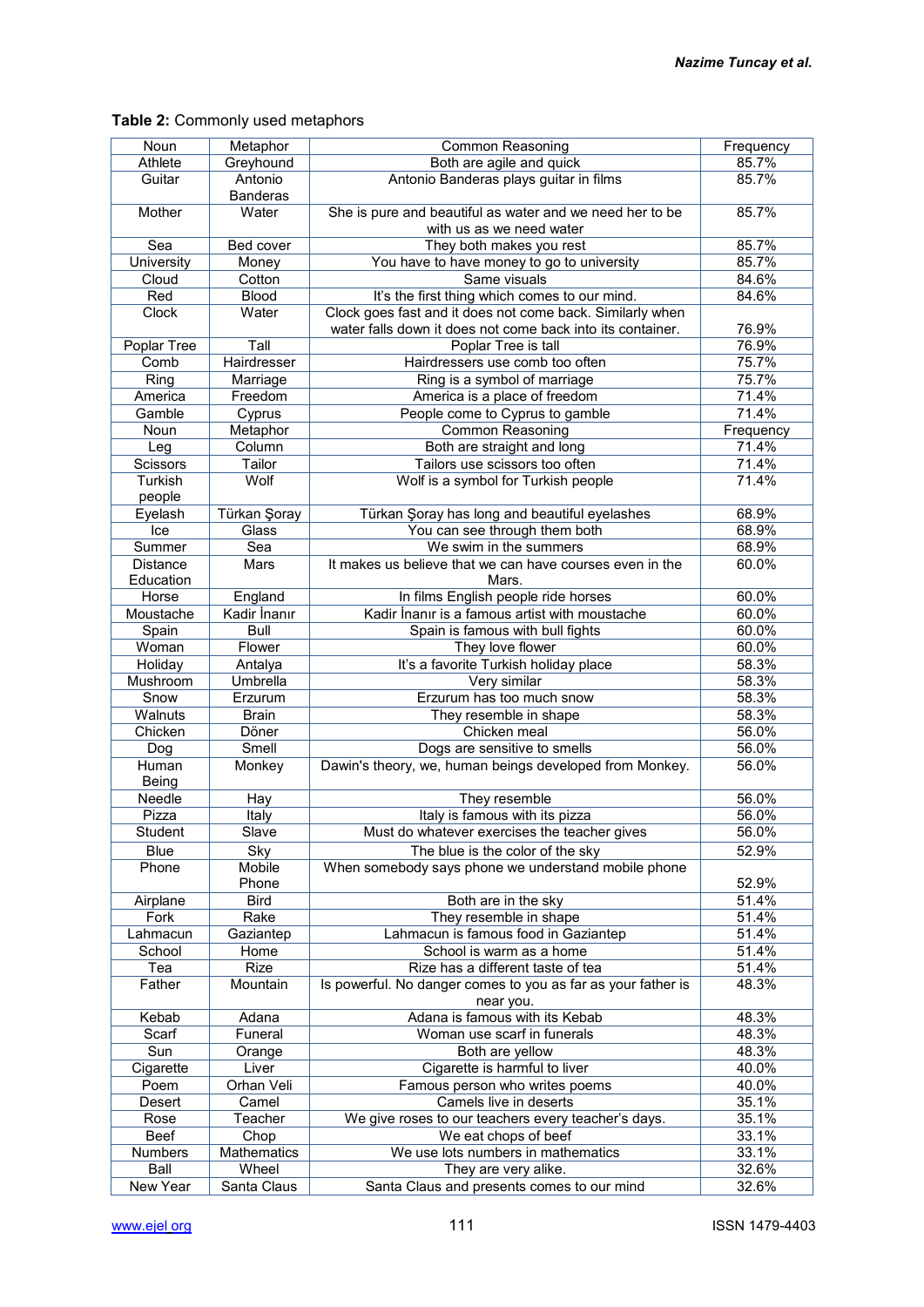**Table 2:** Commonly used metaphors

| Noun | Metaphor | Common Reasoning | Frequency |
|---|---|---|---|
| Athlete | Greyhound | Both are agile and quick | 85.7% |
| Guitar | Antonio Banderas | Antonio Banderas plays guitar in films | 85.7% |
| Mother | Water | She is pure and beautiful as water and we need her to be with us as we need water | 85.7% |
| Sea | Bed cover | They both makes you rest | 85.7% |
| University | Money | You have to have money to go to university | 85.7% |
| Cloud | Cotton | Same visuals | 84.6% |
| Red | Blood | It's the first thing which comes to our mind. | 84.6% |
| Clock | Water | Clock goes fast and it does not come back. Similarly when water falls down it does not come back into its container. | 76.9% |
| Poplar Tree | Tall | Poplar Tree is tall | 76.9% |
| Comb | Hairdresser | Hairdressers use comb too often | 75.7% |
| Ring | Marriage | Ring is a symbol of marriage | 75.7% |
| America | Freedom | America is a place of freedom | 71.4% |
| Gamble | Cyprus | People come to Cyprus to gamble | 71.4% |
| Noun | Metaphor | Common Reasoning | Frequency |
| Leg | Column | Both are straight and long | 71.4% |
| Scissors | Tailor | Tailors use scissors too often | 71.4% |
| Turkish people | Wolf | Wolf is a symbol for Turkish people | 71.4% |
| Eyelash | Türkan Şoray | Türkan Şoray has long and beautiful eyelashes | 68.9% |
| Ice | Glass | You can see through them both | 68.9% |
| Summer | Sea | We swim in the summers | 68.9% |
| Distance Education | Mars | It makes us believe that we can have courses even in the Mars. | 60.0% |
| Horse | England | In films English people ride horses | 60.0% |
| Moustache | Kadir İnanır | Kadir İnanır is a famous artist with moustache | 60.0% |
| Spain | Bull | Spain is famous with bull fights | 60.0% |
| Woman | Flower | They love flower | 60.0% |
| Holiday | Antalya | It's a favorite Turkish holiday place | 58.3% |
| Mushroom | Umbrella | Very similar | 58.3% |
| Snow | Erzurum | Erzurum has too much snow | 58.3% |
| Walnuts | Brain | They resemble in shape | 58.3% |
| Chicken | Döner | Chicken meal | 56.0% |
| Dog | Smell | Dogs are sensitive to smells | 56.0% |
| Human Being | Monkey | Dawin's theory, we, human beings developed from Monkey. | 56.0% |
| Needle | Hay | They resemble | 56.0% |
| Pizza | Italy | Italy is famous with its pizza | 56.0% |
| Student | Slave | Must do whatever exercises the teacher gives | 56.0% |
| Blue | Sky | The blue is the color of the sky | 52.9% |
| Phone | Mobile Phone | When somebody says phone we understand mobile phone | 52.9% |
| Airplane | Bird | Both are in the sky | 51.4% |
| Fork | Rake | They resemble in shape | 51.4% |
| Lahmacun | Gaziantep | Lahmacun is famous food in Gaziantep | 51.4% |
| School | Home | School is warm as a home | 51.4% |
| Tea | Rize | Rize has a different taste of tea | 51.4% |
| Father | Mountain | Is powerful. No danger comes to you as far as your father is near you. | 48.3% |
| Kebab | Adana | Adana is famous with its Kebab | 48.3% |
| Scarf | Funeral | Woman use scarf in funerals | 48.3% |
| Sun | Orange | Both are yellow | 48.3% |
| Cigarette | Liver | Cigarette is harmful to liver | 40.0% |
| Poem | Orhan Veli | Famous person who writes poems | 40.0% |
| Desert | Camel | Camels live in deserts | 35.1% |
| Rose | Teacher | We give roses to our teachers every teacher's days. | 35.1% |
| Beef | Chop | We eat chops of beef | 33.1% |
| Numbers | Mathematics | We use lots numbers in mathematics | 33.1% |
| Ball | Wheel | They are very alike. | 32.6% |
| New Year | Santa Claus | Santa Claus and presents comes to our mind | 32.6% |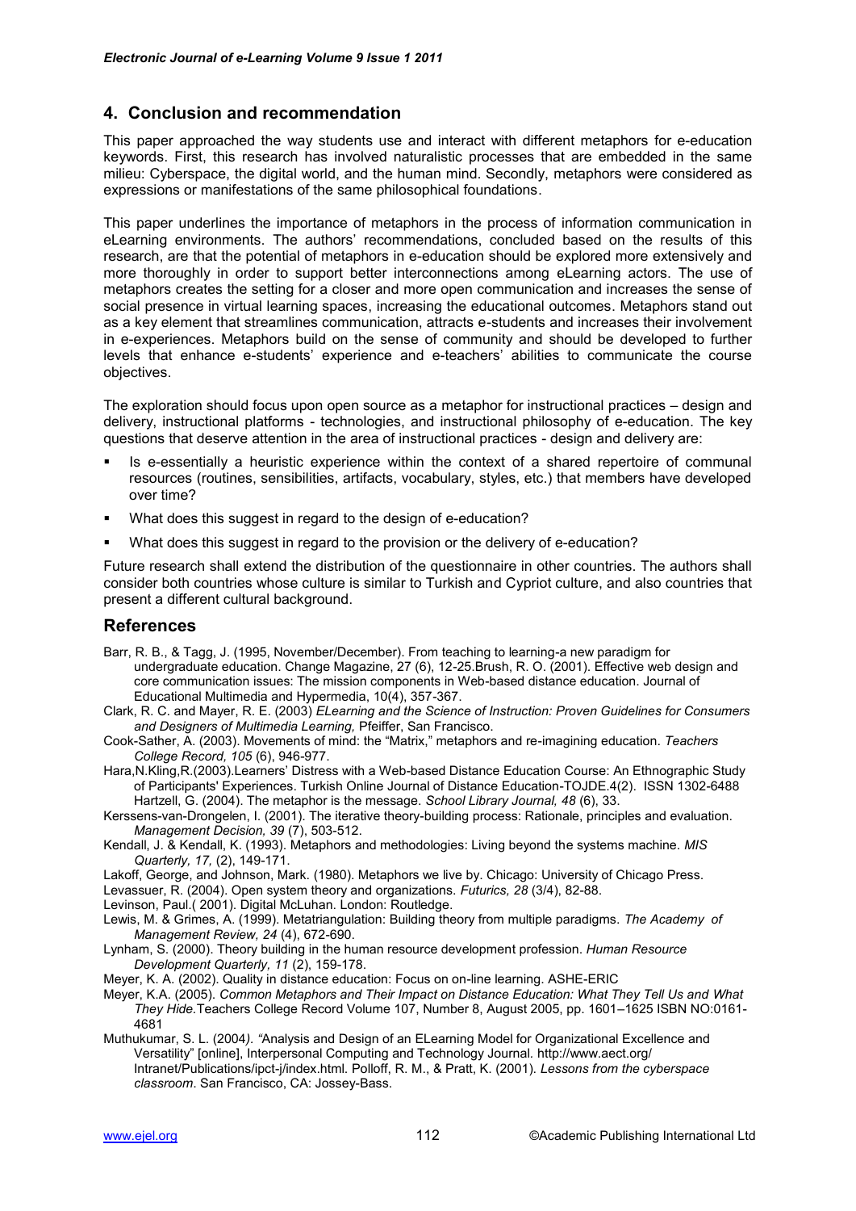## 4. Conclusion and recommendation

This paper approached the way students use and interact with different metaphors for e-education keywords. First, this research has involved naturalistic processes that are embedded in the same milieu: Cyberspace, the digital world, and the human mind. Secondly, metaphors were considered as expressions or manifestations of the same philosophical foundations.

This paper underlines the importance of metaphors in the process of information communication in eLearning environments. The authors' recommendations, concluded based on the results of this research, are that the potential of metaphors in e-education should be explored more extensively and more thoroughly in order to support better interconnections among eLearning actors. The use of metaphors creates the setting for a closer and more open communication and increases the sense of social presence in virtual learning spaces, increasing the educational outcomes. Metaphors stand out as a key element that streamlines communication, attracts e-students and increases their involvement in e-experiences. Metaphors build on the sense of community and should be developed to further levels that enhance e-students' experience and e-teachers' abilities to communicate the course objectives.

The exploration should focus upon open source as a metaphor for instructional practices – design and delivery, instructional platforms - technologies, and instructional philosophy of e-education. The key questions that deserve attention in the area of instructional practices - design and delivery are:

- Is e-essentially a heuristic experience within the context of a shared repertoire of communal resources (routines, sensibilities, artifacts, vocabulary, styles, etc.) that members have developed over time?
- What does this suggest in regard to the design of e-education?
- What does this suggest in regard to the provision or the delivery of e-education?

Future research shall extend the distribution of the questionnaire in other countries. The authors shall consider both countries whose culture is similar to Turkish and Cypriot culture, and also countries that present a different cultural background.

## References

Barr, R. B., & Tagg, J. (1995, November/December). From teaching to learning-a new paradigm for undergraduate education. Change Magazine, 27 (6), 12-25.Brush, R. O. (2001). Effective web design and core communication issues: The mission components in Web-based distance education. Journal of Educational Multimedia and Hypermedia, 10(4), 357-367.

Clark, R. C. and Mayer, R. E. (2003) *ELearning and the Science of Instruction: Proven Guidelines for Consumers and Designers of Multimedia Learning,* Pfeiffer, San Francisco.

Cook-Sather, A. (2003). Movements of mind: the "Matrix," metaphors and re-imagining education. *Teachers College Record, 105* (6), 946-977.

Hara,N.Kling,R.(2003).Learners' Distress with a Web-based Distance Education Course: An Ethnographic Study of Participants' Experiences. Turkish Online Journal of Distance Education-TOJDE.4(2). ISSN 1302-6488 Hartzell, G. (2004). The metaphor is the message. *School Library Journal, 48* (6), 33.

Kerssens-van-Drongelen, I. (2001). The iterative theory-building process: Rationale, principles and evaluation. *Management Decision, 39* (7), 503-512.

Kendall, J. & Kendall, K. (1993). Metaphors and methodologies: Living beyond the systems machine. *MIS Quarterly, 17,* (2), 149-171.

Lakoff, George, and Johnson, Mark. (1980). Metaphors we live by. Chicago: University of Chicago Press.

Levassuer, R. (2004). Open system theory and organizations. *Futurics, 28* (3/4), 82-88.

Levinson, Paul.( 2001). Digital McLuhan. London: Routledge.

Lewis, M. & Grimes, A. (1999). Metatriangulation: Building theory from multiple paradigms. *The Academy of Management Review, 24* (4), 672-690.

Lynham, S. (2000). Theory building in the human resource development profession. *Human Resource Development Quarterly, 11* (2), 159-178.

Meyer, K. A. (2002). Quality in distance education: Focus on on-line learning. ASHE-ERIC

Meyer, K.A. (2005). *Common Metaphors and Their Impact on Distance Education: What They Tell Us and What They Hide.*Teachers College Record Volume 107, Number 8, August 2005, pp. 1601–1625 ISBN NO:0161-4681

Muthukumar, S. L. (2004*). "*Analysis and Design of an ELearning Model for Organizational Excellence and Versatility" [online], Interpersonal Computing and Technology Journal. http://www.aect.org/ Intranet/Publications/ipct-j/index.html. Polloff, R. M., & Pratt, K. (2001). *Lessons from the cyberspace classroom*. San Francisco, CA: Jossey-Bass.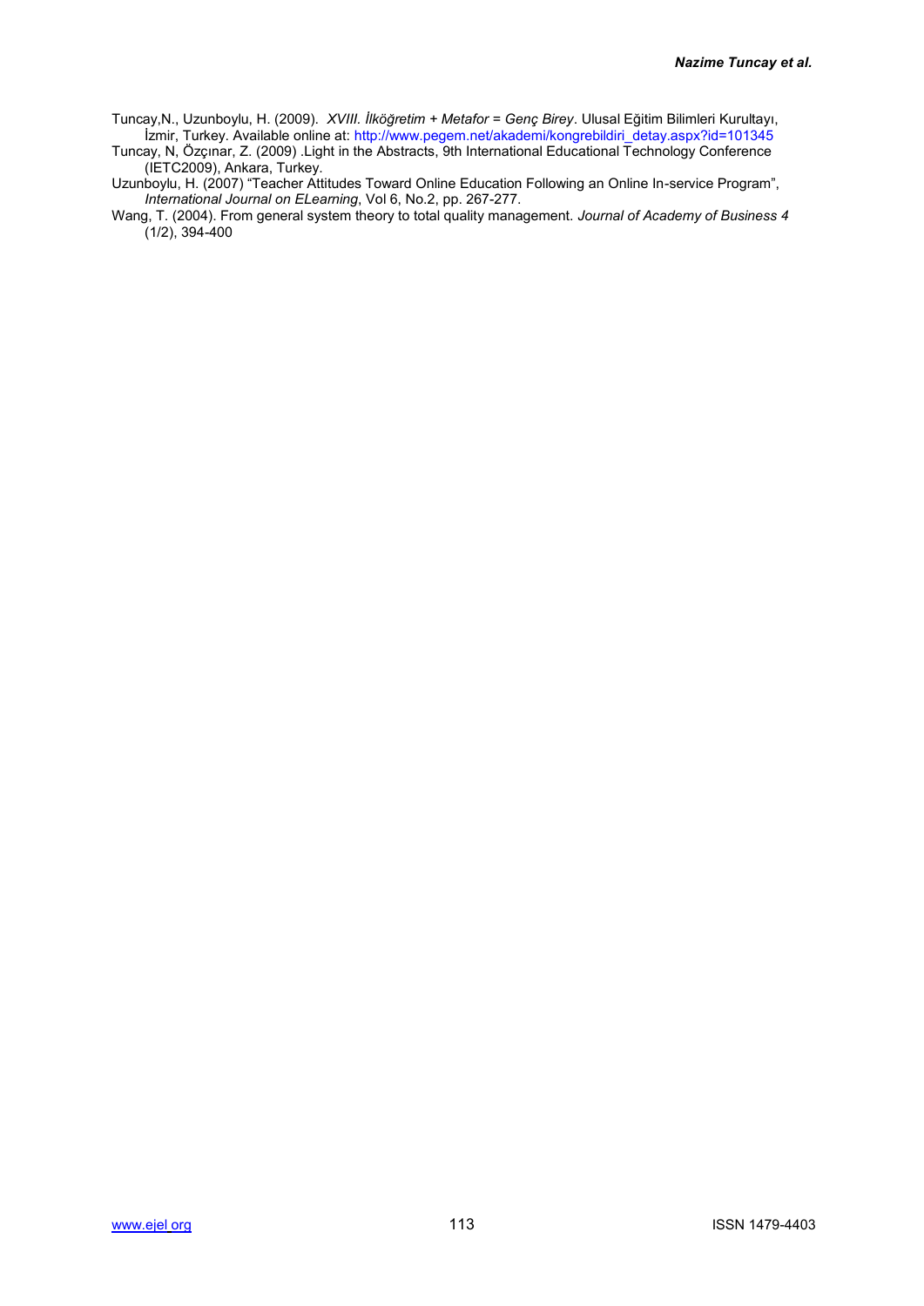Tuncay,N., Uzunboylu, H. (2009). *XVIII. İlköğretim + Metafor = Genç Birey*. Ulusal Eğitim Bilimleri Kurultayı, İzmir, Turkey. Available online at: http://www.pegem.net/akademi/kongrebildiri_detay.aspx?id=101345

Tuncay, N, Özçınar, Z. (2009) .Light in the Abstracts, 9th International Educational Technology Conference (IETC2009), Ankara, Turkey.

Uzunboylu, H. (2007) "Teacher Attitudes Toward Online Education Following an Online In-service Program", *International Journal on ELearning*, Vol 6, No.2, pp. 267-277.

Wang, T. (2004). From general system theory to total quality management. *Journal of Academy of Business 4* (1/2), 394-400